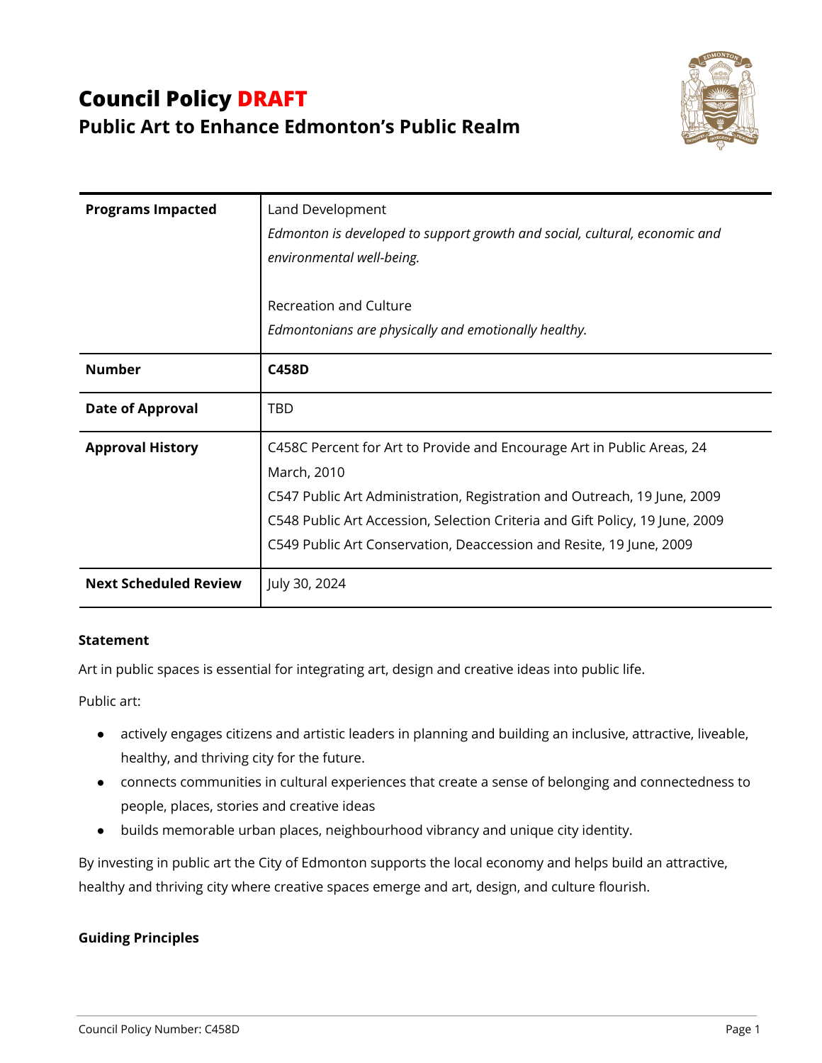# Council Policy DRAFT

## Public Art to Enhance Edmonton's Public Realm

| | |
|---|---|
| **Programs Impacted** | Land Development<br>*Edmonton is developed to support growth and social, cultural, economic and environmental well-being.*<br><br>Recreation and Culture<br>*Edmontonians are physically and emotionally healthy.* |
| **Number** | **C458D** |
| **Date of Approval** | TBD |
| **Approval History** | C458C Percent for Art to Provide and Encourage Art in Public Areas, 24 March, 2010<br>C547 Public Art Administration, Registration and Outreach, 19 June, 2009<br>C548 Public Art Accession, Selection Criteria and Gift Policy, 19 June, 2009<br>C549 Public Art Conservation, Deaccession and Resite, 19 June, 2009 |
| **Next Scheduled Review** | July 30, 2024 |

**Statement**

Art in public spaces is essential for integrating art, design and creative ideas into public life.

Public art:

- actively engages citizens and artistic leaders in planning and building an inclusive, attractive, liveable, healthy, and thriving city for the future.
- connects communities in cultural experiences that create a sense of belonging and connectedness to people, places, stories and creative ideas
- builds memorable urban places, neighbourhood vibrancy and unique city identity.

By investing in public art the City of Edmonton supports the local economy and helps build an attractive, healthy and thriving city where creative spaces emerge and art, design, and culture flourish.

**Guiding Principles**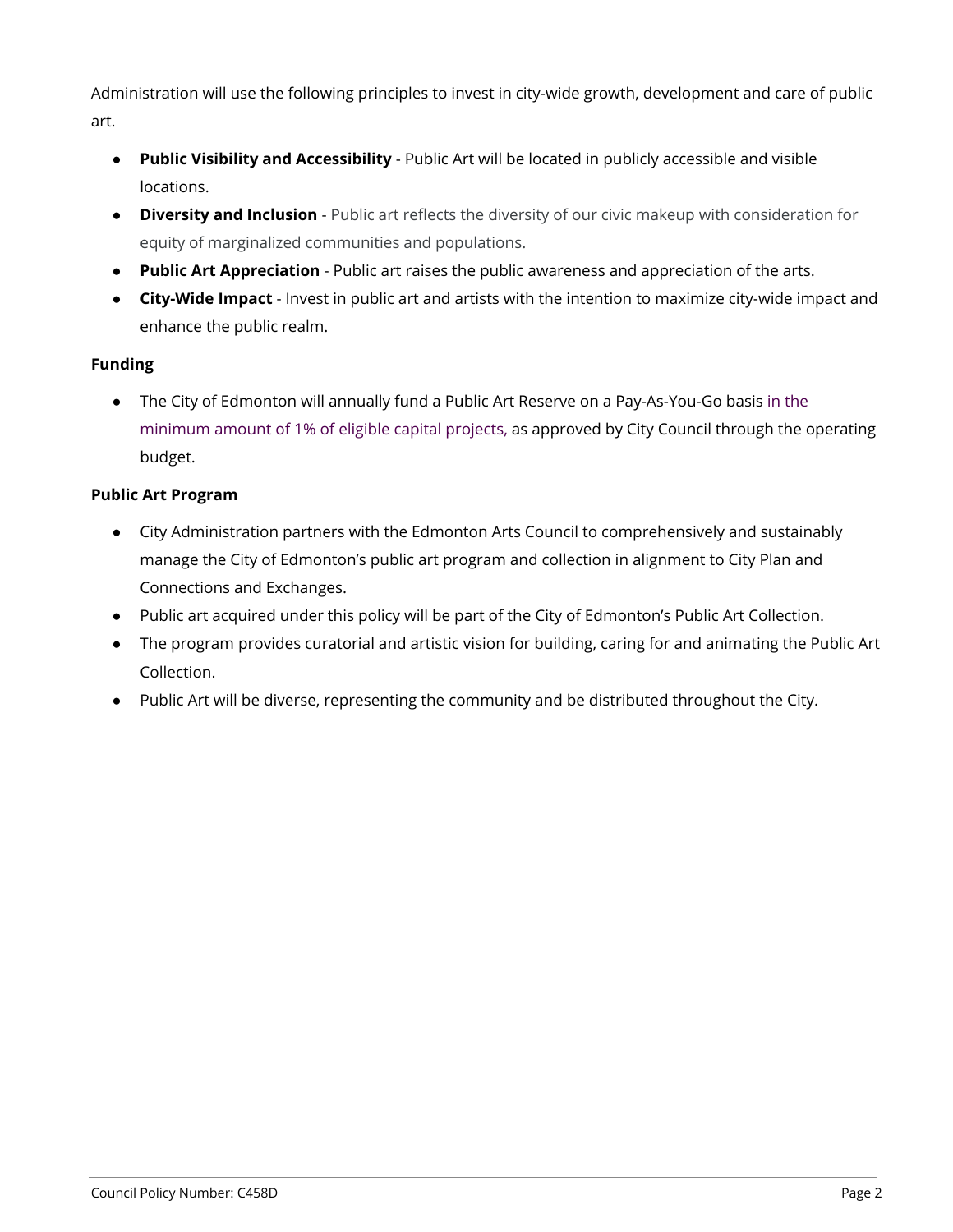Administration will use the following principles to invest in city-wide growth, development and care of public art.

- **Public Visibility and Accessibility** - Public Art will be located in publicly accessible and visible locations.
- **Diversity and Inclusion** - Public art reflects the diversity of our civic makeup with consideration for equity of marginalized communities and populations.
- **Public Art Appreciation** - Public art raises the public awareness and appreciation of the arts.
- **City-Wide Impact** - Invest in public art and artists with the intention to maximize city-wide impact and enhance the public realm.

**Funding**

- The City of Edmonton will annually fund a Public Art Reserve on a Pay-As-You-Go basis in the minimum amount of 1% of eligible capital projects, as approved by City Council through the operating budget.

**Public Art Program**

- City Administration partners with the Edmonton Arts Council to comprehensively and sustainably manage the City of Edmonton's public art program and collection in alignment to City Plan and Connections and Exchanges.
- Public art acquired under this policy will be part of the City of Edmonton's Public Art Collection.
- The program provides curatorial and artistic vision for building, caring for and animating the Public Art Collection.
- Public Art will be diverse, representing the community and be distributed throughout the City.